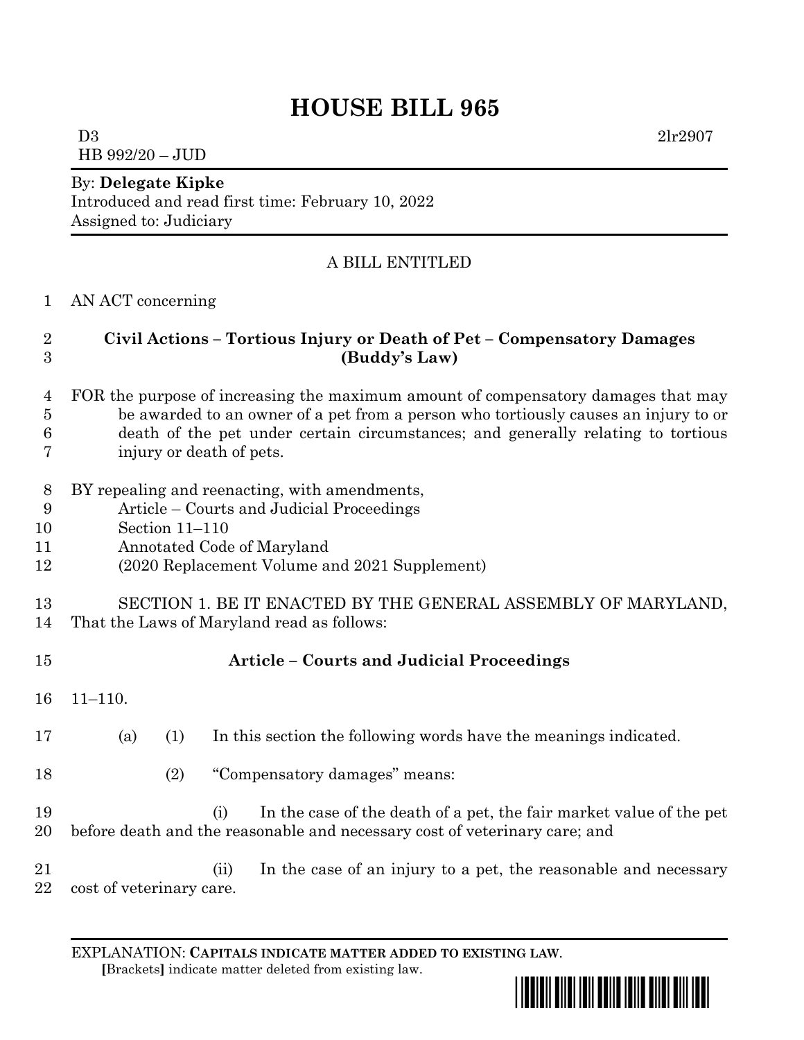# HOUSE BILL 965

D3 2lr2907
HB 992/20 – JUD

By: **Delegate Kipke**
Introduced and read first time: February 10, 2022
Assigned to: Judiciary

A BILL ENTITLED

1 AN ACT concerning

2 **Civil Actions – Tortious Injury or Death of Pet – Compensatory Damages**
3 **(Buddy's Law)**

4 FOR the purpose of increasing the maximum amount of compensatory damages that may
5 be awarded to an owner of a pet from a person who tortiously causes an injury to or
6 death of the pet under certain circumstances; and generally relating to tortious
7 injury or death of pets.

8 BY repealing and reenacting, with amendments,
9 Article – Courts and Judicial Proceedings
10 Section 11–110
11 Annotated Code of Maryland
12 (2020 Replacement Volume and 2021 Supplement)

13 SECTION 1. BE IT ENACTED BY THE GENERAL ASSEMBLY OF MARYLAND,
14 That the Laws of Maryland read as follows:

15 **Article – Courts and Judicial Proceedings**

16 11–110.

17 (a) (1) In this section the following words have the meanings indicated.

18 (2) "Compensatory damages" means:

19 (i) In the case of the death of a pet, the fair market value of the pet
20 before death and the reasonable and necessary cost of veterinary care; and

21 (ii) In the case of an injury to a pet, the reasonable and necessary
22 cost of veterinary care.

EXPLANATION: **CAPITALS INDICATE MATTER ADDED TO EXISTING LAW.**
**[**Brackets**]** indicate matter deleted from existing law.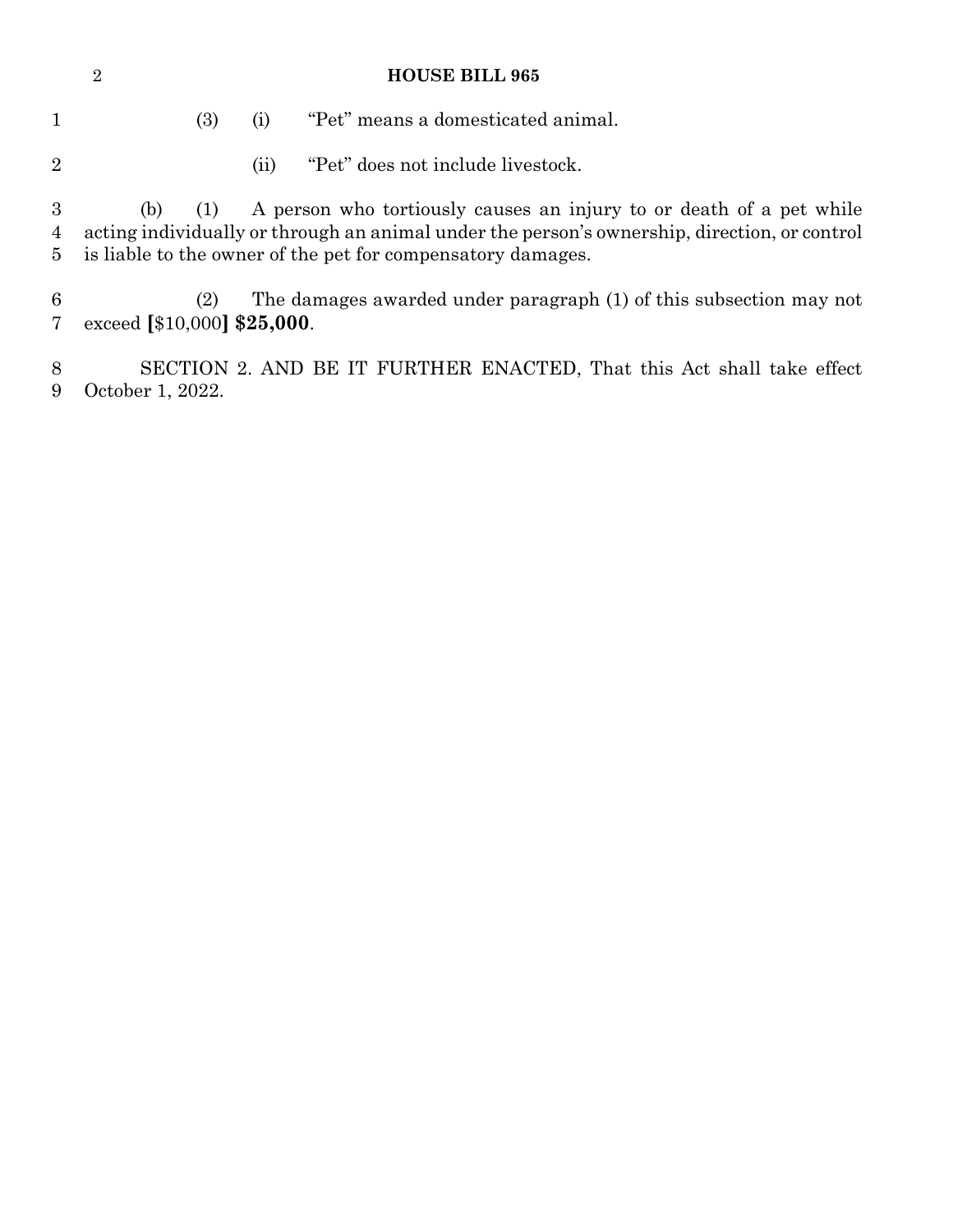(3) (i) "Pet" means a domesticated animal.

(ii) "Pet" does not include livestock.

(b) (1) A person who tortiously causes an injury to or death of a pet while acting individually or through an animal under the person's ownership, direction, or control is liable to the owner of the pet for compensatory damages.

(2) The damages awarded under paragraph (1) of this subsection may not exceed **[**$10,000**] $25,000**.

SECTION 2. AND BE IT FURTHER ENACTED, That this Act shall take effect October 1, 2022.